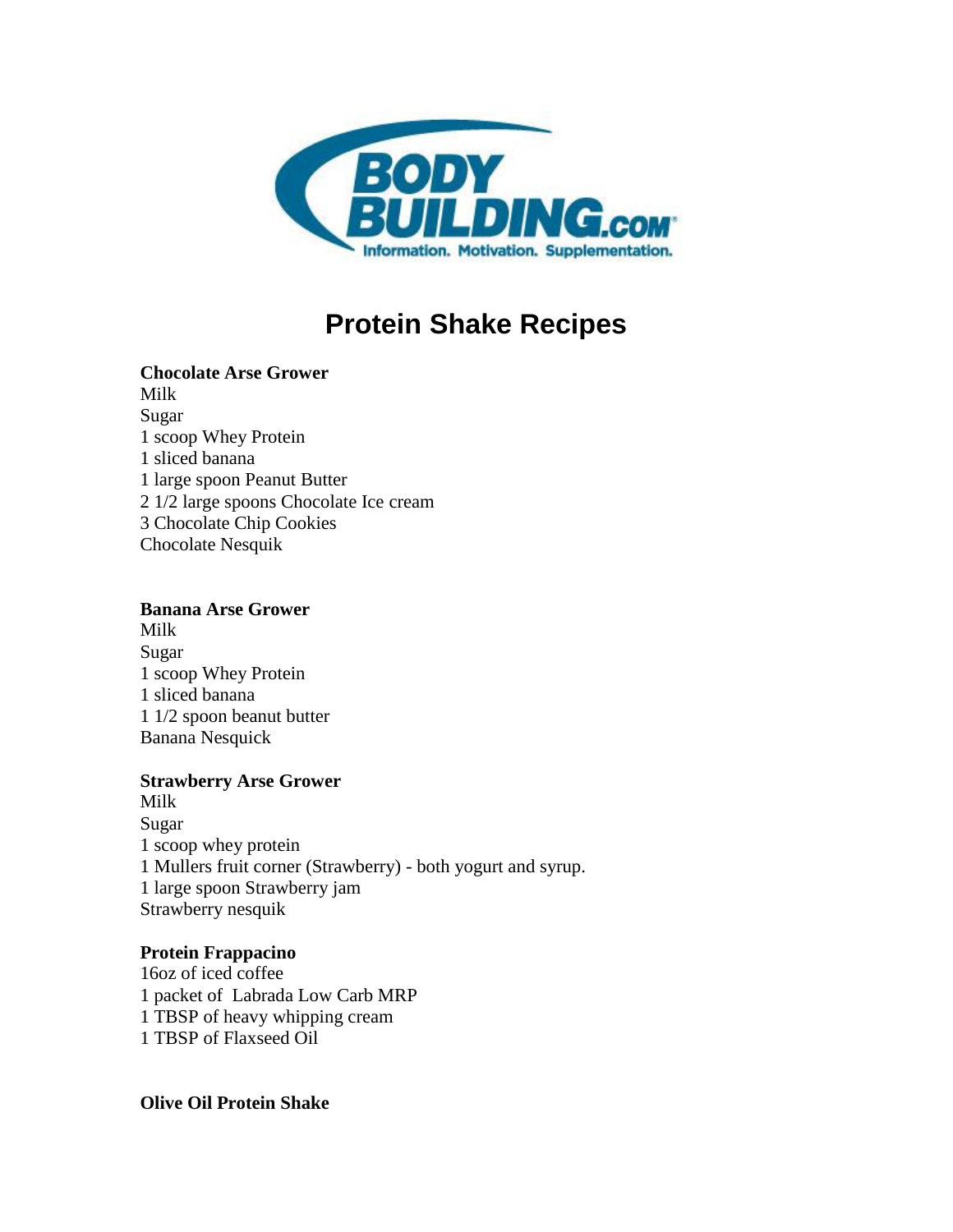# Protein Shake Recipes

**Chocolate Arse Grower**
Milk
Sugar
1 scoop Whey Protein
1 sliced banana
1 large spoon Peanut Butter
2 1/2 large spoons Chocolate Ice cream
3 Chocolate Chip Cookies
Chocolate Nesquik

**Banana Arse Grower**
Milk
Sugar
1 scoop Whey Protein
1 sliced banana
1 1/2 spoon beanut butter
Banana Nesquick

**Strawberry Arse Grower**
Milk
Sugar
1 scoop whey protein
1 Mullers fruit corner (Strawberry) - both yogurt and syrup.
1 large spoon Strawberry jam
Strawberry nesquik

**Protein Frappacino**
16oz of iced coffee
1 packet of Labrada Low Carb MRP
1 TBSP of heavy whipping cream
1 TBSP of Flaxseed Oil

**Olive Oil Protein Shake**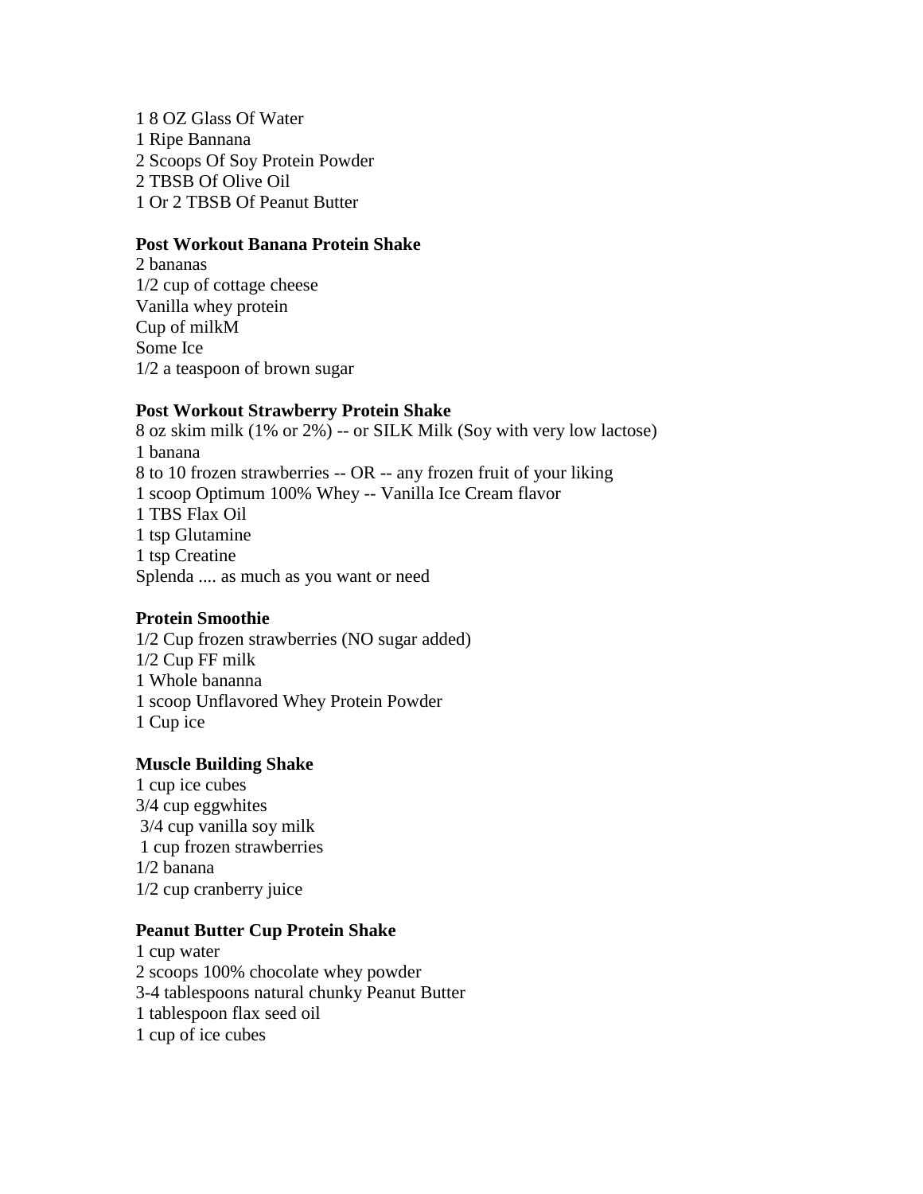1 8 OZ Glass Of Water
1 Ripe Bannana
2 Scoops Of Soy Protein Powder
2 TBSB Of Olive Oil
1 Or 2 TBSB Of Peanut Butter

**Post Workout Banana Protein Shake**
2 bananas
1/2 cup of cottage cheese
Vanilla whey protein
Cup of milkM
Some Ice
1/2 a teaspoon of brown sugar

**Post Workout Strawberry Protein Shake**
8 oz skim milk (1% or 2%) -- or SILK Milk (Soy with very low lactose)
1 banana
8 to 10 frozen strawberries -- OR -- any frozen fruit of your liking
1 scoop Optimum 100% Whey -- Vanilla Ice Cream flavor
1 TBS Flax Oil
1 tsp Glutamine
1 tsp Creatine
Splenda .... as much as you want or need

**Protein Smoothie**
1/2 Cup frozen strawberries (NO sugar added)
1/2 Cup FF milk
1 Whole bananna
1 scoop Unflavored Whey Protein Powder
1 Cup ice

**Muscle Building Shake**
1 cup ice cubes
3/4 cup eggwhites
3/4 cup vanilla soy milk
1 cup frozen strawberries
1/2 banana
1/2 cup cranberry juice

**Peanut Butter Cup Protein Shake**
1 cup water
2 scoops 100% chocolate whey powder
3-4 tablespoons natural chunky Peanut Butter
1 tablespoon flax seed oil
1 cup of ice cubes